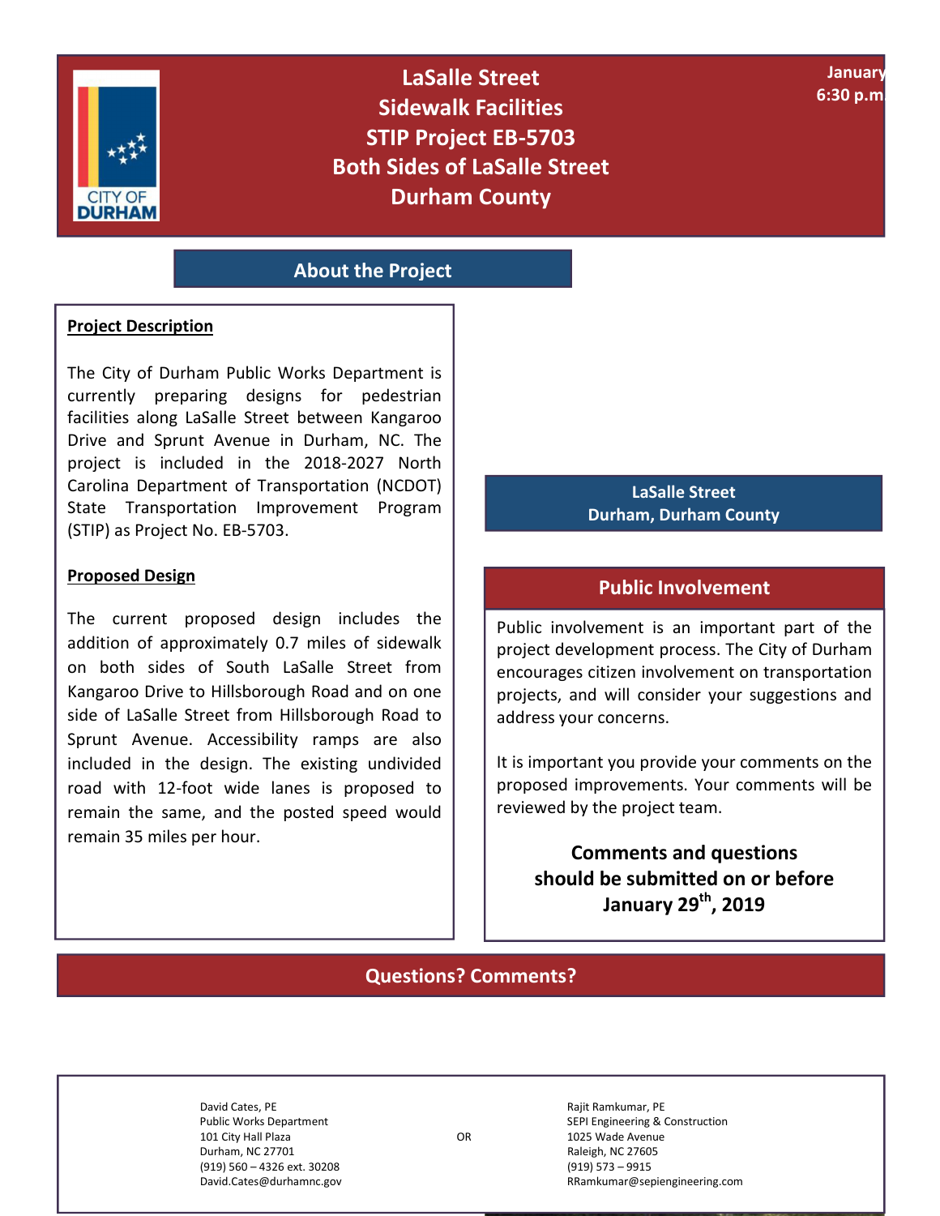# LaSalle Street
# Sidewalk Facilities
# STIP Project EB-5703
# Both Sides of LaSalle Street
# Durham County

January
6:30 p.m.

## About the Project

### Project Description

The City of Durham Public Works Department is currently preparing designs for pedestrian facilities along LaSalle Street between Kangaroo Drive and Sprunt Avenue in Durham, NC. The project is included in the 2018-2027 North Carolina Department of Transportation (NCDOT) State Transportation Improvement Program (STIP) as Project No. EB-5703.

### Proposed Design

The current proposed design includes the addition of approximately 0.7 miles of sidewalk on both sides of South LaSalle Street from Kangaroo Drive to Hillsborough Road and on one side of LaSalle Street from Hillsborough Road to Sprunt Avenue. Accessibility ramps are also included in the design. The existing undivided road with 12-foot wide lanes is proposed to remain the same, and the posted speed would remain 35 miles per hour.

**LaSalle Street**
**Durham, Durham County**

## Public Involvement

Public involvement is an important part of the project development process. The City of Durham encourages citizen involvement on transportation projects, and will consider your suggestions and address your concerns.

It is important you provide your comments on the proposed improvements. Your comments will be reviewed by the project team.

**Comments and questions should be submitted on or before January 29th, 2019**

## Questions? Comments?

David Cates, PE
Public Works Department
101 City Hall Plaza
Durham, NC 27701
(919) 560 – 4326 ext. 30208
David.Cates@durhamnc.gov

OR

Rajit Ramkumar, PE
SEPI Engineering & Construction
1025 Wade Avenue
Raleigh, NC 27605
(919) 573 – 9915
RRamkumar@sepiengineering.com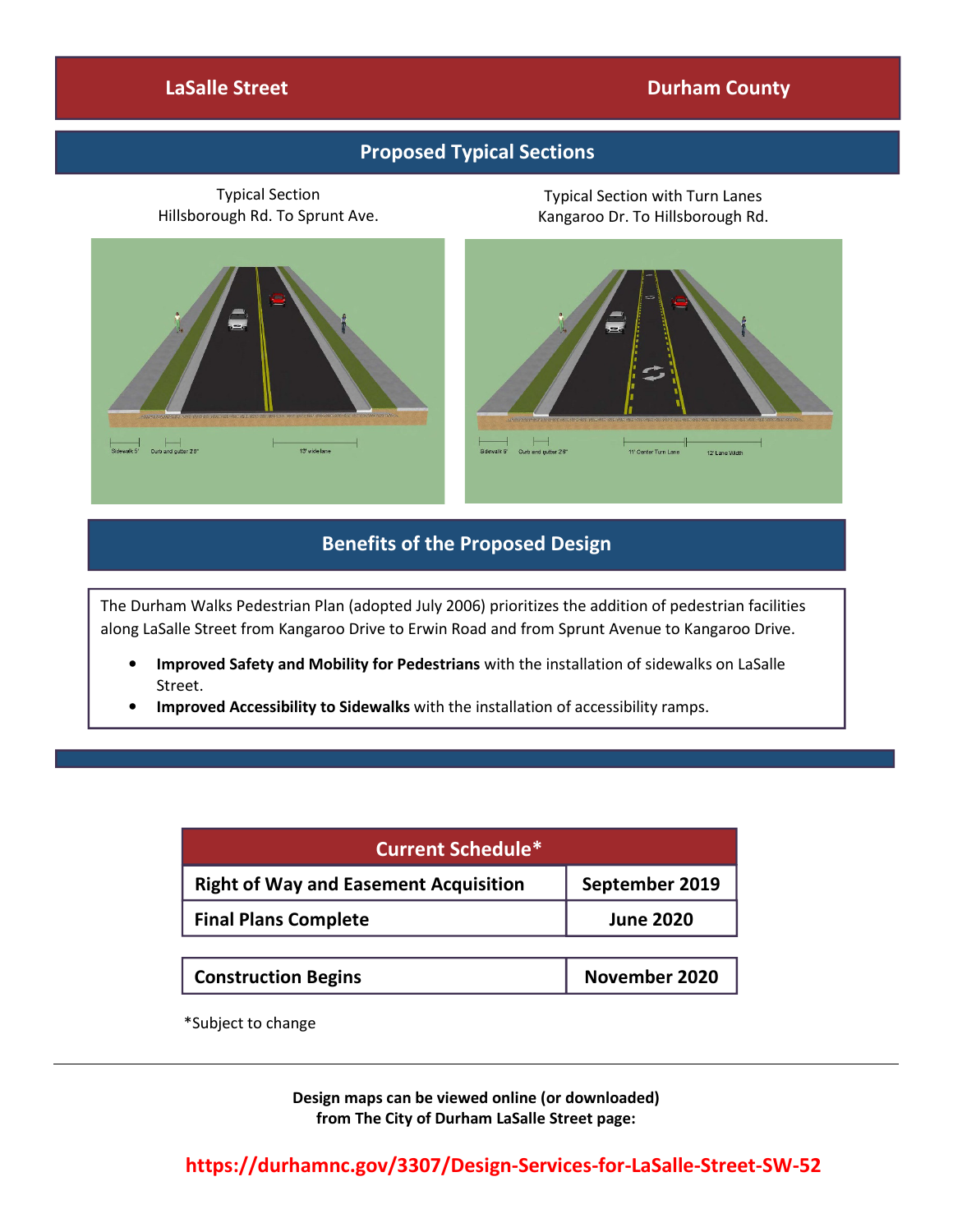**LaSalle Street** | **Durham County**

## Proposed Typical Sections

Typical Section
Hillsborough Rd. To Sprunt Ave.

Sidewalk 5' | Curb and gutter 2'6" | 15' wide lane

Typical Section with Turn Lanes
Kangaroo Dr. To Hillsborough Rd.

Sidewalk 5' | Curb and gutter 2'6" | 11' Center Turn Lane | 12' Lane Width

## Benefits of the Proposed Design

The Durham Walks Pedestrian Plan (adopted July 2006) prioritizes the addition of pedestrian facilities along LaSalle Street from Kangaroo Drive to Erwin Road and from Sprunt Avenue to Kangaroo Drive.

- **Improved Safety and Mobility for Pedestrians** with the installation of sidewalks on LaSalle Street.
- **Improved Accessibility to Sidewalks** with the installation of accessibility ramps.

| Current Schedule* | |
|---|---|
| **Right of Way and Easement Acquisition** | **September 2019** |
| **Final Plans Complete** | **June 2020** |
| **Construction Begins** | **November 2020** |

*Subject to change

**Design maps can be viewed online (or downloaded) from The City of Durham LaSalle Street page:**

**https://durhamnc.gov/3307/Design-Services-for-LaSalle-Street-SW-52**